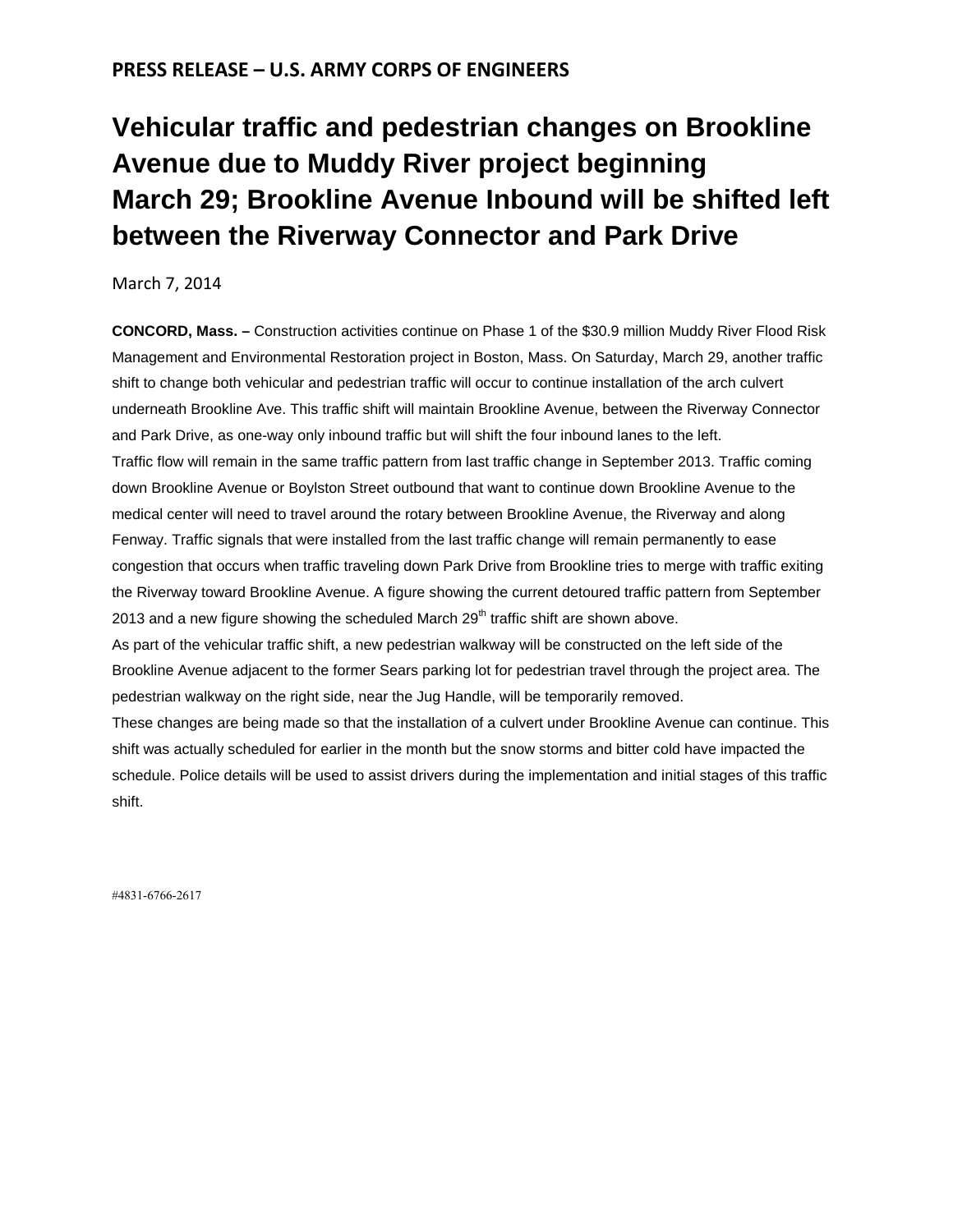## PRESS RELEASE – U.S. ARMY CORPS OF ENGINEERS

# Vehicular traffic and pedestrian changes on Brookline Avenue due to Muddy River project beginning March 29; Brookline Avenue Inbound will be shifted left between the Riverway Connector and Park Drive

March 7, 2014

**CONCORD, Mass. –** Construction activities continue on Phase 1 of the $30.9 million Muddy River Flood Risk Management and Environmental Restoration project in Boston, Mass. On Saturday, March 29, another traffic shift to change both vehicular and pedestrian traffic will occur to continue installation of the arch culvert underneath Brookline Ave. This traffic shift will maintain Brookline Avenue, between the Riverway Connector and Park Drive, as one-way only inbound traffic but will shift the four inbound lanes to the left.

Traffic flow will remain in the same traffic pattern from last traffic change in September 2013. Traffic coming down Brookline Avenue or Boylston Street outbound that want to continue down Brookline Avenue to the medical center will need to travel around the rotary between Brookline Avenue, the Riverway and along Fenway. Traffic signals that were installed from the last traffic change will remain permanently to ease congestion that occurs when traffic traveling down Park Drive from Brookline tries to merge with traffic exiting the Riverway toward Brookline Avenue. A figure showing the current detoured traffic pattern from September 2013 and a new figure showing the scheduled March 29th traffic shift are shown above.

As part of the vehicular traffic shift, a new pedestrian walkway will be constructed on the left side of the Brookline Avenue adjacent to the former Sears parking lot for pedestrian travel through the project area. The pedestrian walkway on the right side, near the Jug Handle, will be temporarily removed.

These changes are being made so that the installation of a culvert under Brookline Avenue can continue. This shift was actually scheduled for earlier in the month but the snow storms and bitter cold have impacted the schedule. Police details will be used to assist drivers during the implementation and initial stages of this traffic shift.

#4831-6766-2617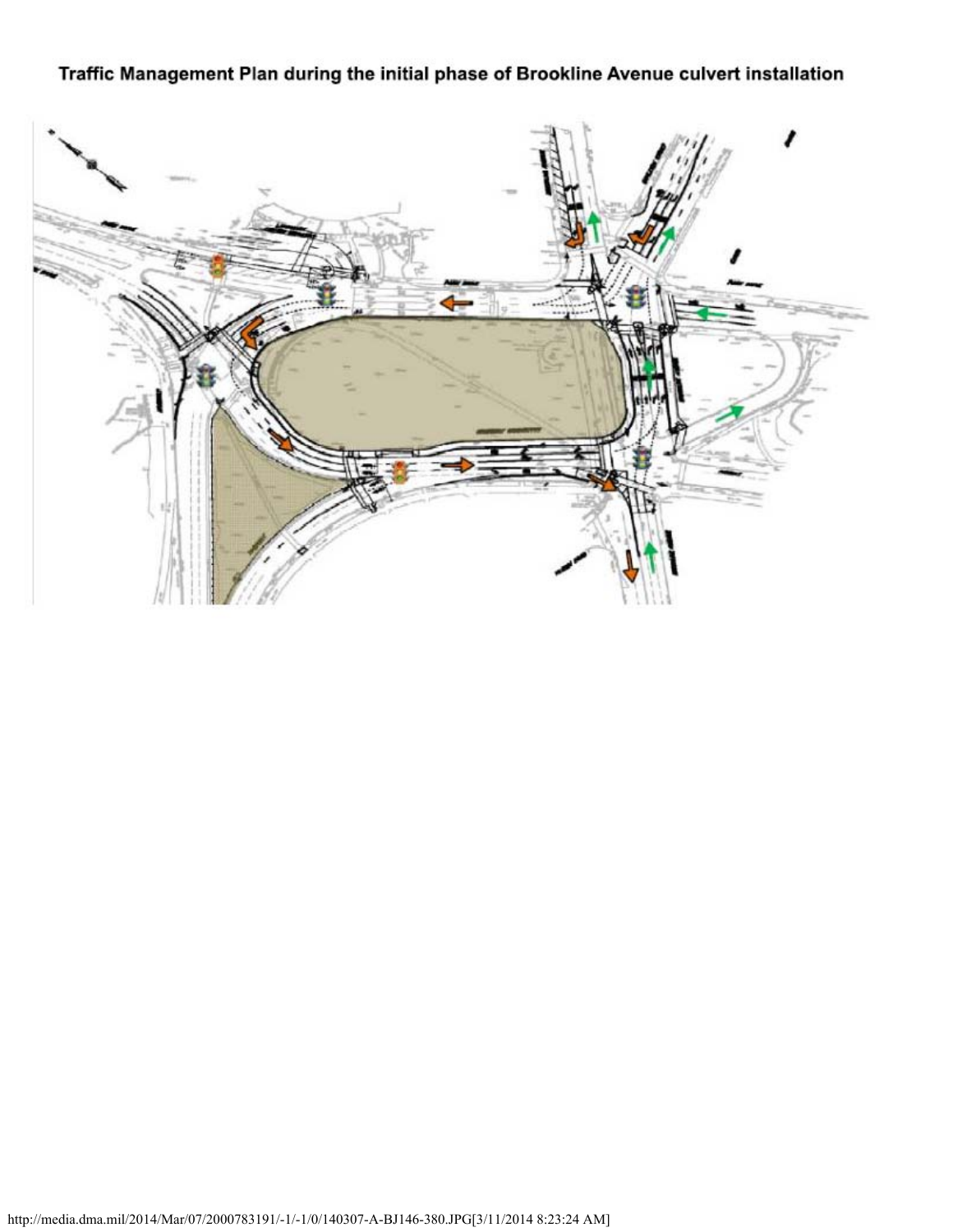**Traffic Management Plan during the initial phase of Brookline Avenue culvert installation**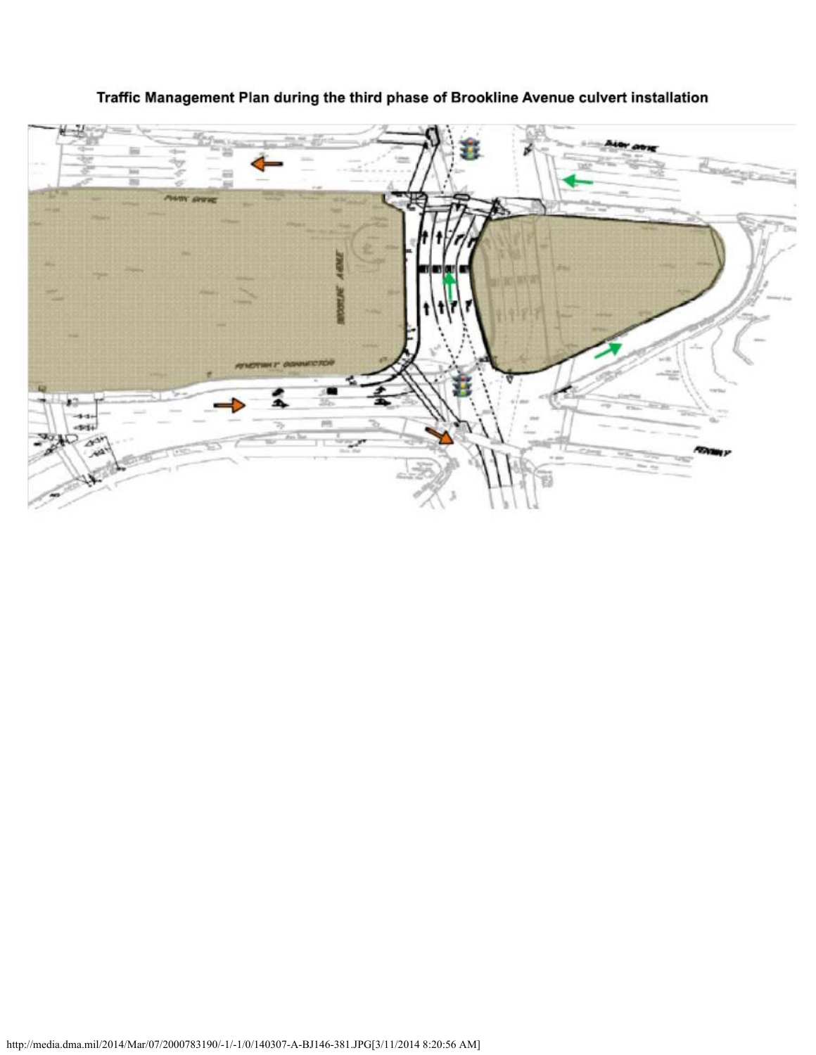**Traffic Management Plan during the third phase of Brookline Avenue culvert installation**